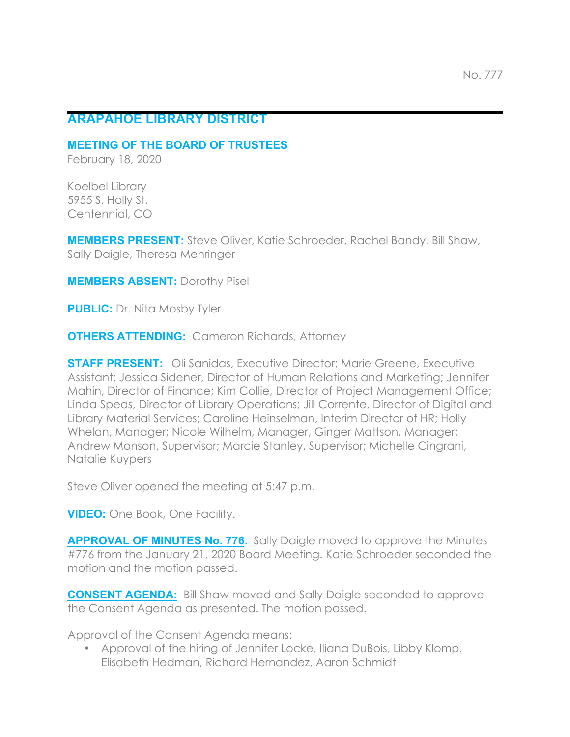No. 777

# ARAPAHOE LIBRARY DISTRICT

## MEETING OF THE BOARD OF TRUSTEES

February 18, 2020

Koelbel Library
5955 S. Holly St.
Centennial, CO

**MEMBERS PRESENT:** Steve Oliver, Katie Schroeder, Rachel Bandy, Bill Shaw, Sally Daigle, Theresa Mehringer

**MEMBERS ABSENT:** Dorothy Pisel

**PUBLIC:** Dr. Nita Mosby Tyler

**OTHERS ATTENDING:** Cameron Richards, Attorney

**STAFF PRESENT:** Oli Sanidas, Executive Director; Marie Greene, Executive Assistant; Jessica Sidener, Director of Human Relations and Marketing; Jennifer Mahin, Director of Finance; Kim Collie, Director of Project Management Office; Linda Speas, Director of Library Operations; Jill Corrente, Director of Digital and Library Material Services; Caroline Heinselman, Interim Director of HR; Holly Whelan, Manager; Nicole Wilhelm, Manager, Ginger Mattson, Manager; Andrew Monson, Supervisor; Marcie Stanley, Supervisor; Michelle Cingrani, Natalie Kuypers

Steve Oliver opened the meeting at 5:47 p.m.

**VIDEO:** One Book, One Facility.

**APPROVAL OF MINUTES No. 776**: Sally Daigle moved to approve the Minutes #776 from the January 21, 2020 Board Meeting. Katie Schroeder seconded the motion and the motion passed.

**CONSENT AGENDA:** Bill Shaw moved and Sally Daigle seconded to approve the Consent Agenda as presented. The motion passed.

Approval of the Consent Agenda means:

- Approval of the hiring of Jennifer Locke, Iliana DuBois, Libby Klomp, Elisabeth Hedman, Richard Hernandez, Aaron Schmidt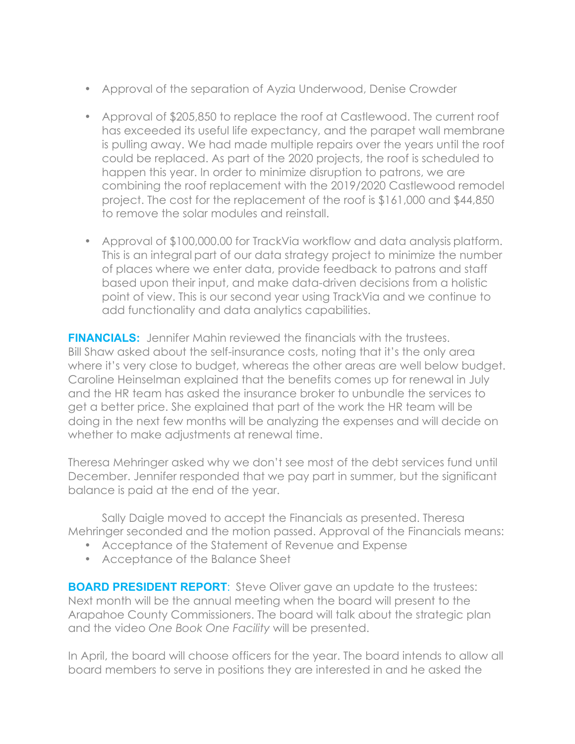- Approval of the separation of Ayzia Underwood, Denise Crowder
- Approval of $205,850 to replace the roof at Castlewood. The current roof has exceeded its useful life expectancy, and the parapet wall membrane is pulling away. We had made multiple repairs over the years until the roof could be replaced. As part of the 2020 projects, the roof is scheduled to happen this year. In order to minimize disruption to patrons, we are combining the roof replacement with the 2019/2020 Castlewood remodel project. The cost for the replacement of the roof is $161,000 and $44,850 to remove the solar modules and reinstall.
- Approval of $100,000.00 for TrackVia workflow and data analysis platform. This is an integral part of our data strategy project to minimize the number of places where we enter data, provide feedback to patrons and staff based upon their input, and make data-driven decisions from a holistic point of view. This is our second year using TrackVia and we continue to add functionality and data analytics capabilities.

**FINANCIALS:** Jennifer Mahin reviewed the financials with the trustees. Bill Shaw asked about the self-insurance costs, noting that it's the only area where it's very close to budget, whereas the other areas are well below budget. Caroline Heinselman explained that the benefits comes up for renewal in July and the HR team has asked the insurance broker to unbundle the services to get a better price. She explained that part of the work the HR team will be doing in the next few months will be analyzing the expenses and will decide on whether to make adjustments at renewal time.

Theresa Mehringer asked why we don't see most of the debt services fund until December. Jennifer responded that we pay part in summer, but the significant balance is paid at the end of the year.

Sally Daigle moved to accept the Financials as presented. Theresa Mehringer seconded and the motion passed. Approval of the Financials means:

- Acceptance of the Statement of Revenue and Expense
- Acceptance of the Balance Sheet

**BOARD PRESIDENT REPORT**: Steve Oliver gave an update to the trustees: Next month will be the annual meeting when the board will present to the Arapahoe County Commissioners. The board will talk about the strategic plan and the video *One Book One Facility* will be presented.

In April, the board will choose officers for the year. The board intends to allow all board members to serve in positions they are interested in and he asked the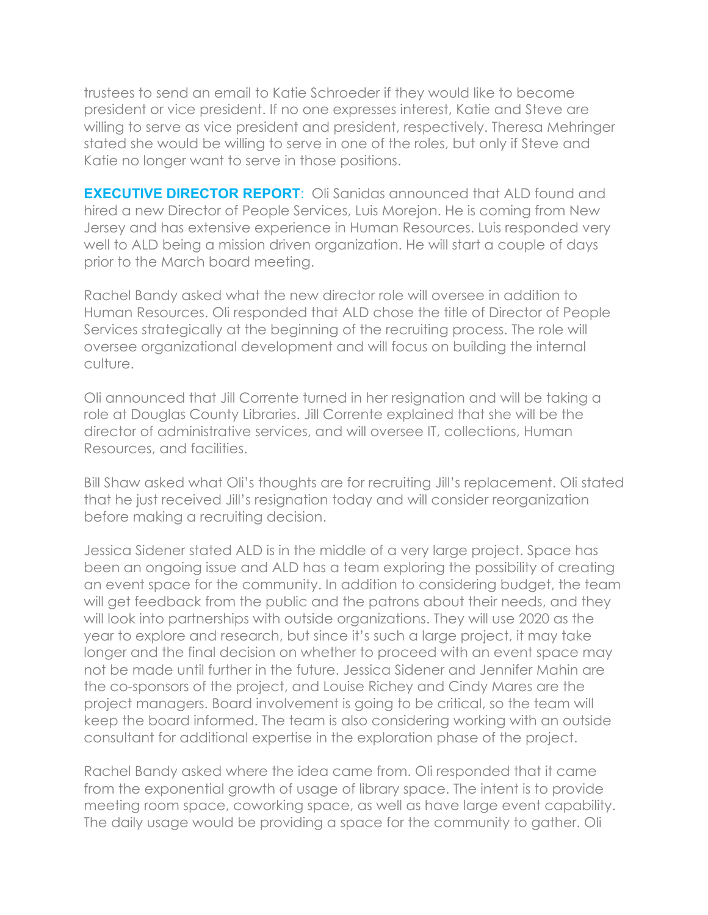trustees to send an email to Katie Schroeder if they would like to become president or vice president. If no one expresses interest, Katie and Steve are willing to serve as vice president and president, respectively. Theresa Mehringer stated she would be willing to serve in one of the roles, but only if Steve and Katie no longer want to serve in those positions.

**EXECUTIVE DIRECTOR REPORT**: Oli Sanidas announced that ALD found and hired a new Director of People Services, Luis Morejon. He is coming from New Jersey and has extensive experience in Human Resources. Luis responded very well to ALD being a mission driven organization. He will start a couple of days prior to the March board meeting.

Rachel Bandy asked what the new director role will oversee in addition to Human Resources. Oli responded that ALD chose the title of Director of People Services strategically at the beginning of the recruiting process. The role will oversee organizational development and will focus on building the internal culture.

Oli announced that Jill Corrente turned in her resignation and will be taking a role at Douglas County Libraries. Jill Corrente explained that she will be the director of administrative services, and will oversee IT, collections, Human Resources, and facilities.

Bill Shaw asked what Oli's thoughts are for recruiting Jill's replacement. Oli stated that he just received Jill's resignation today and will consider reorganization before making a recruiting decision.

Jessica Sidener stated ALD is in the middle of a very large project. Space has been an ongoing issue and ALD has a team exploring the possibility of creating an event space for the community. In addition to considering budget, the team will get feedback from the public and the patrons about their needs, and they will look into partnerships with outside organizations. They will use 2020 as the year to explore and research, but since it's such a large project, it may take longer and the final decision on whether to proceed with an event space may not be made until further in the future. Jessica Sidener and Jennifer Mahin are the co-sponsors of the project, and Louise Richey and Cindy Mares are the project managers. Board involvement is going to be critical, so the team will keep the board informed. The team is also considering working with an outside consultant for additional expertise in the exploration phase of the project.

Rachel Bandy asked where the idea came from. Oli responded that it came from the exponential growth of usage of library space. The intent is to provide meeting room space, coworking space, as well as have large event capability. The daily usage would be providing a space for the community to gather. Oli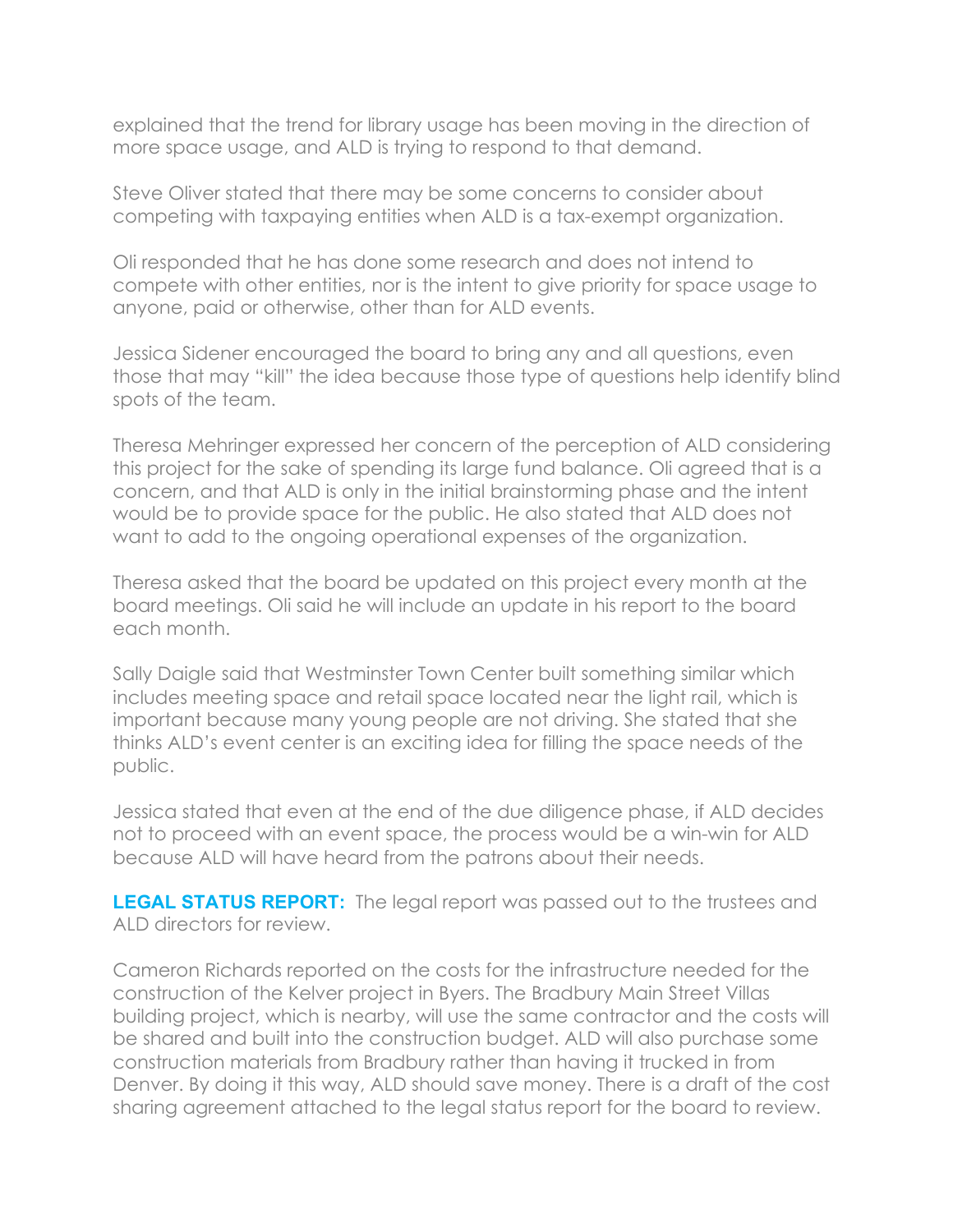explained that the trend for library usage has been moving in the direction of more space usage, and ALD is trying to respond to that demand.

Steve Oliver stated that there may be some concerns to consider about competing with taxpaying entities when ALD is a tax-exempt organization.

Oli responded that he has done some research and does not intend to compete with other entities, nor is the intent to give priority for space usage to anyone, paid or otherwise, other than for ALD events.

Jessica Sidener encouraged the board to bring any and all questions, even those that may "kill" the idea because those type of questions help identify blind spots of the team.

Theresa Mehringer expressed her concern of the perception of ALD considering this project for the sake of spending its large fund balance. Oli agreed that is a concern, and that ALD is only in the initial brainstorming phase and the intent would be to provide space for the public. He also stated that ALD does not want to add to the ongoing operational expenses of the organization.

Theresa asked that the board be updated on this project every month at the board meetings. Oli said he will include an update in his report to the board each month.

Sally Daigle said that Westminster Town Center built something similar which includes meeting space and retail space located near the light rail, which is important because many young people are not driving. She stated that she thinks ALD's event center is an exciting idea for filling the space needs of the public.

Jessica stated that even at the end of the due diligence phase, if ALD decides not to proceed with an event space, the process would be a win-win for ALD because ALD will have heard from the patrons about their needs.

**LEGAL STATUS REPORT:** The legal report was passed out to the trustees and ALD directors for review.

Cameron Richards reported on the costs for the infrastructure needed for the construction of the Kelver project in Byers. The Bradbury Main Street Villas building project, which is nearby, will use the same contractor and the costs will be shared and built into the construction budget. ALD will also purchase some construction materials from Bradbury rather than having it trucked in from Denver. By doing it this way, ALD should save money. There is a draft of the cost sharing agreement attached to the legal status report for the board to review.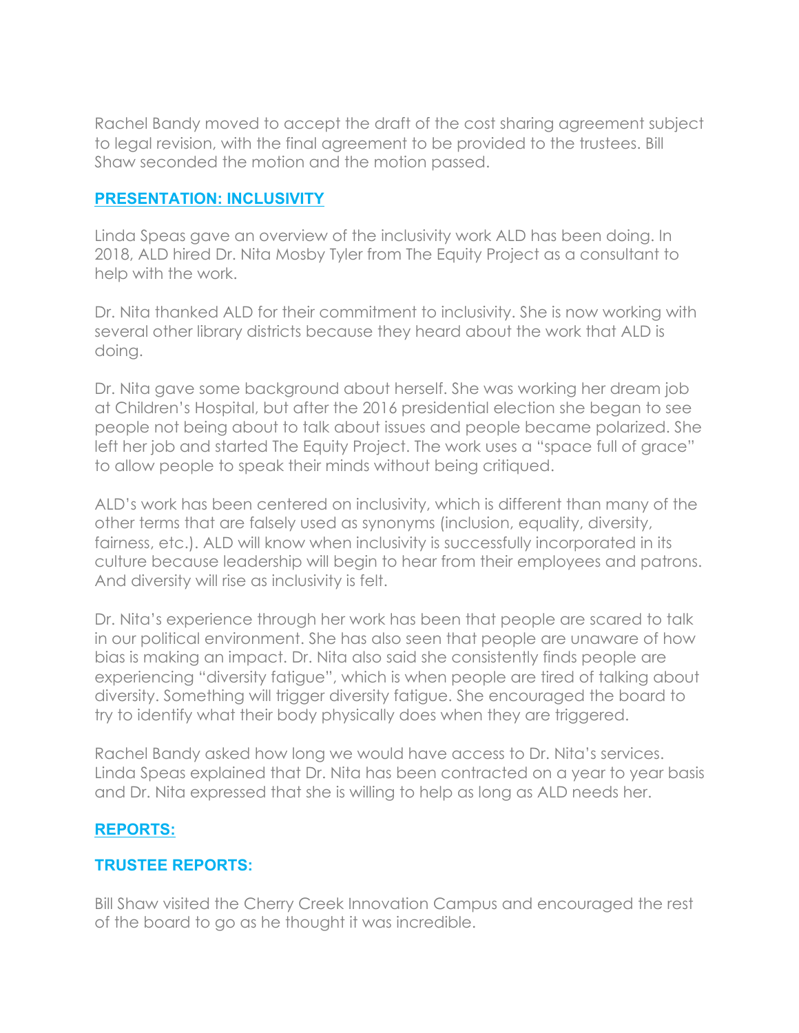Rachel Bandy moved to accept the draft of the cost sharing agreement subject to legal revision, with the final agreement to be provided to the trustees. Bill Shaw seconded the motion and the motion passed.

## PRESENTATION: INCLUSIVITY

Linda Speas gave an overview of the inclusivity work ALD has been doing. In 2018, ALD hired Dr. Nita Mosby Tyler from The Equity Project as a consultant to help with the work.

Dr. Nita thanked ALD for their commitment to inclusivity. She is now working with several other library districts because they heard about the work that ALD is doing.

Dr. Nita gave some background about herself. She was working her dream job at Children's Hospital, but after the 2016 presidential election she began to see people not being about to talk about issues and people became polarized. She left her job and started The Equity Project. The work uses a "space full of grace" to allow people to speak their minds without being critiqued.

ALD's work has been centered on inclusivity, which is different than many of the other terms that are falsely used as synonyms (inclusion, equality, diversity, fairness, etc.). ALD will know when inclusivity is successfully incorporated in its culture because leadership will begin to hear from their employees and patrons. And diversity will rise as inclusivity is felt.

Dr. Nita's experience through her work has been that people are scared to talk in our political environment. She has also seen that people are unaware of how bias is making an impact. Dr. Nita also said she consistently finds people are experiencing "diversity fatigue", which is when people are tired of talking about diversity. Something will trigger diversity fatigue. She encouraged the board to try to identify what their body physically does when they are triggered.

Rachel Bandy asked how long we would have access to Dr. Nita's services. Linda Speas explained that Dr. Nita has been contracted on a year to year basis and Dr. Nita expressed that she is willing to help as long as ALD needs her.

## REPORTS:

### TRUSTEE REPORTS:

Bill Shaw visited the Cherry Creek Innovation Campus and encouraged the rest of the board to go as he thought it was incredible.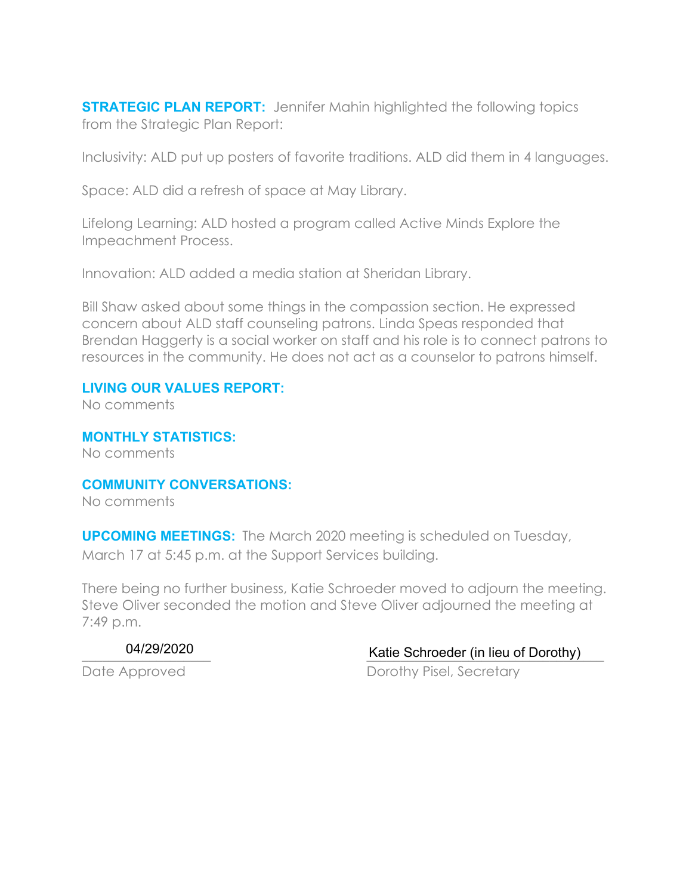**STRATEGIC PLAN REPORT:** Jennifer Mahin highlighted the following topics from the Strategic Plan Report:

Inclusivity: ALD put up posters of favorite traditions. ALD did them in 4 languages.

Space: ALD did a refresh of space at May Library.

Lifelong Learning: ALD hosted a program called Active Minds Explore the Impeachment Process.

Innovation: ALD added a media station at Sheridan Library.

Bill Shaw asked about some things in the compassion section. He expressed concern about ALD staff counseling patrons. Linda Speas responded that Brendan Haggerty is a social worker on staff and his role is to connect patrons to resources in the community. He does not act as a counselor to patrons himself.

**LIVING OUR VALUES REPORT:**
No comments

**MONTHLY STATISTICS:**
No comments

**COMMUNITY CONVERSATIONS:**
No comments

**UPCOMING MEETINGS:** The March 2020 meeting is scheduled on Tuesday, March 17 at 5:45 p.m. at the Support Services building.

There being no further business, Katie Schroeder moved to adjourn the meeting. Steve Oliver seconded the motion and Steve Oliver adjourned the meeting at 7:49 p.m.

| | |
|---|---|
| 04/29/2020 | Katie Schroeder (in lieu of Dorothy) |
| Date Approved | Dorothy Pisel, Secretary |